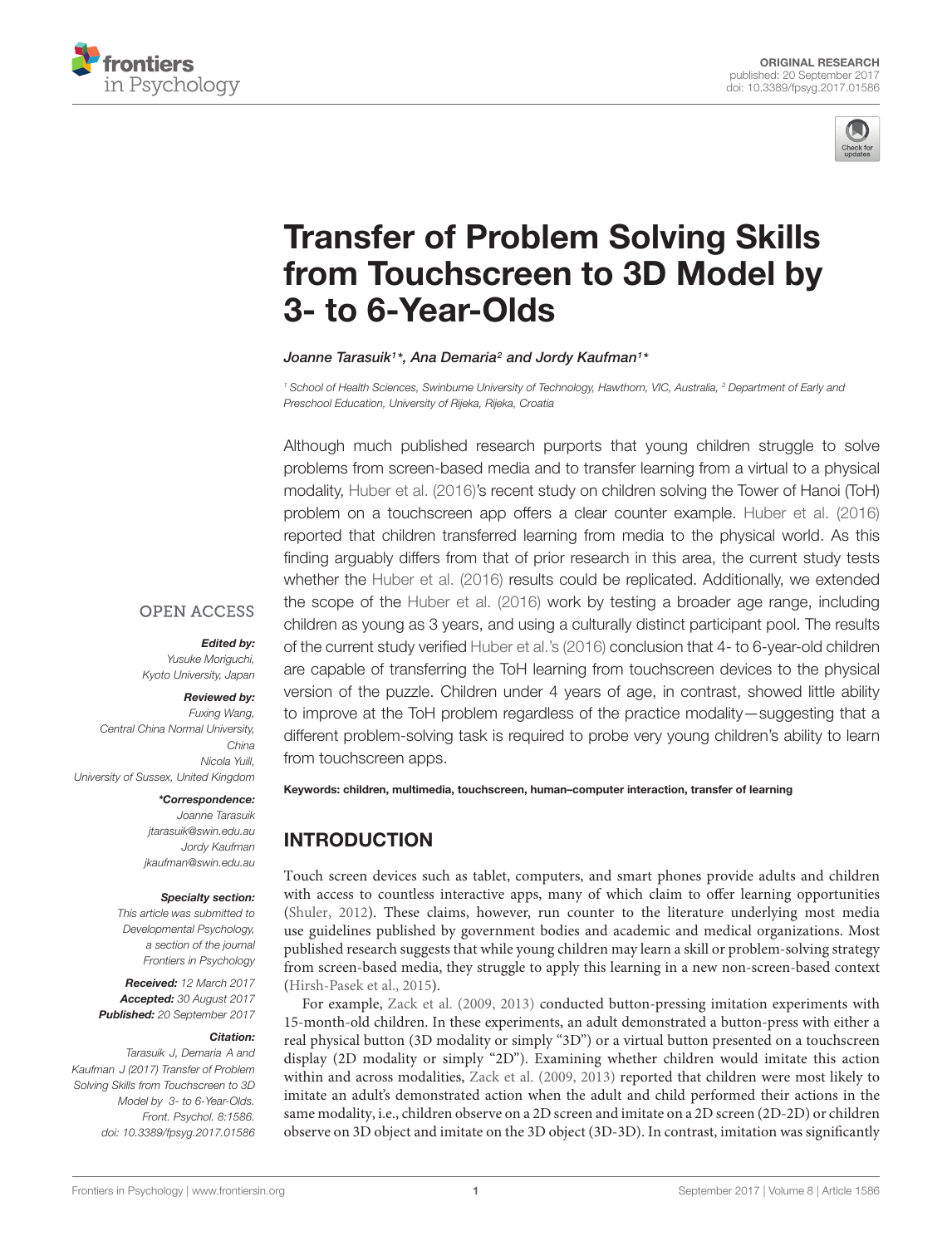ORIGINAL RESEARCH
published: 20 September 2017
doi: 10.3389/fpsyg.2017.01586

# Transfer of Problem Solving Skills from Touchscreen to 3D Model by 3- to 6-Year-Olds

*Joanne Tarasuik[1]\*, Ana Demaria[2] and Jordy Kaufman[1]\**

[1] School of Health Sciences, Swinburne University of Technology, Hawthorn, VIC, Australia, [2] Department of Early and Preschool Education, University of Rijeka, Rijeka, Croatia

Although much published research purports that young children struggle to solve problems from screen-based media and to transfer learning from a virtual to a physical modality, Huber et al. (2016)'s recent study on children solving the Tower of Hanoi (ToH) problem on a touchscreen app offers a clear counter example. Huber et al. (2016) reported that children transferred learning from media to the physical world. As this finding arguably differs from that of prior research in this area, the current study tests whether the Huber et al. (2016) results could be replicated. Additionally, we extended the scope of the Huber et al. (2016) work by testing a broader age range, including children as young as 3 years, and using a culturally distinct participant pool. The results of the current study verified Huber et al.'s (2016) conclusion that 4- to 6-year-old children are capable of transferring the ToH learning from touchscreen devices to the physical version of the puzzle. Children under 4 years of age, in contrast, showed little ability to improve at the ToH problem regardless of the practice modality—suggesting that a different problem-solving task is required to probe very young children's ability to learn from touchscreen apps.

**Keywords: children, multimedia, touchscreen, human–computer interaction, transfer of learning**

OPEN ACCESS

***Edited by:***
*Yusuke Moriguchi, Kyoto University, Japan*

***Reviewed by:***
*Fuxing Wang, Central China Normal University, China*
*Nicola Yuill, University of Sussex, United Kingdom*

***\*Correspondence:***
*Joanne Tarasuik*
*jtarasuik@swin.edu.au*
*Jordy Kaufman*
*jkaufman@swin.edu.au*

***Specialty section:***
*This article was submitted to Developmental Psychology, a section of the journal Frontiers in Psychology*

***Received:*** *12 March 2017*
***Accepted:*** *30 August 2017*
***Published:*** *20 September 2017*

***Citation:***
*Tarasuik J, Demaria A and Kaufman J (2017) Transfer of Problem Solving Skills from Touchscreen to 3D Model by 3- to 6-Year-Olds. Front. Psychol. 8:1586. doi: 10.3389/fpsyg.2017.01586*

## INTRODUCTION

Touch screen devices such as tablet, computers, and smart phones provide adults and children with access to countless interactive apps, many of which claim to offer learning opportunities (Shuler, 2012). These claims, however, run counter to the literature underlying most media use guidelines published by government bodies and academic and medical organizations. Most published research suggests that while young children may learn a skill or problem-solving strategy from screen-based media, they struggle to apply this learning in a new non-screen-based context (Hirsh-Pasek et al., 2015).

For example, Zack et al. (2009, 2013) conducted button-pressing imitation experiments with 15-month-old children. In these experiments, an adult demonstrated a button-press with either a real physical button (3D modality or simply "3D") or a virtual button presented on a touchscreen display (2D modality or simply "2D"). Examining whether children would imitate this action within and across modalities, Zack et al. (2009, 2013) reported that children were most likely to imitate an adult's demonstrated action when the adult and child performed their actions in the same modality, i.e., children observe on a 2D screen and imitate on a 2D screen (2D-2D) or children observe on 3D object and imitate on the 3D object (3D-3D). In contrast, imitation was significantly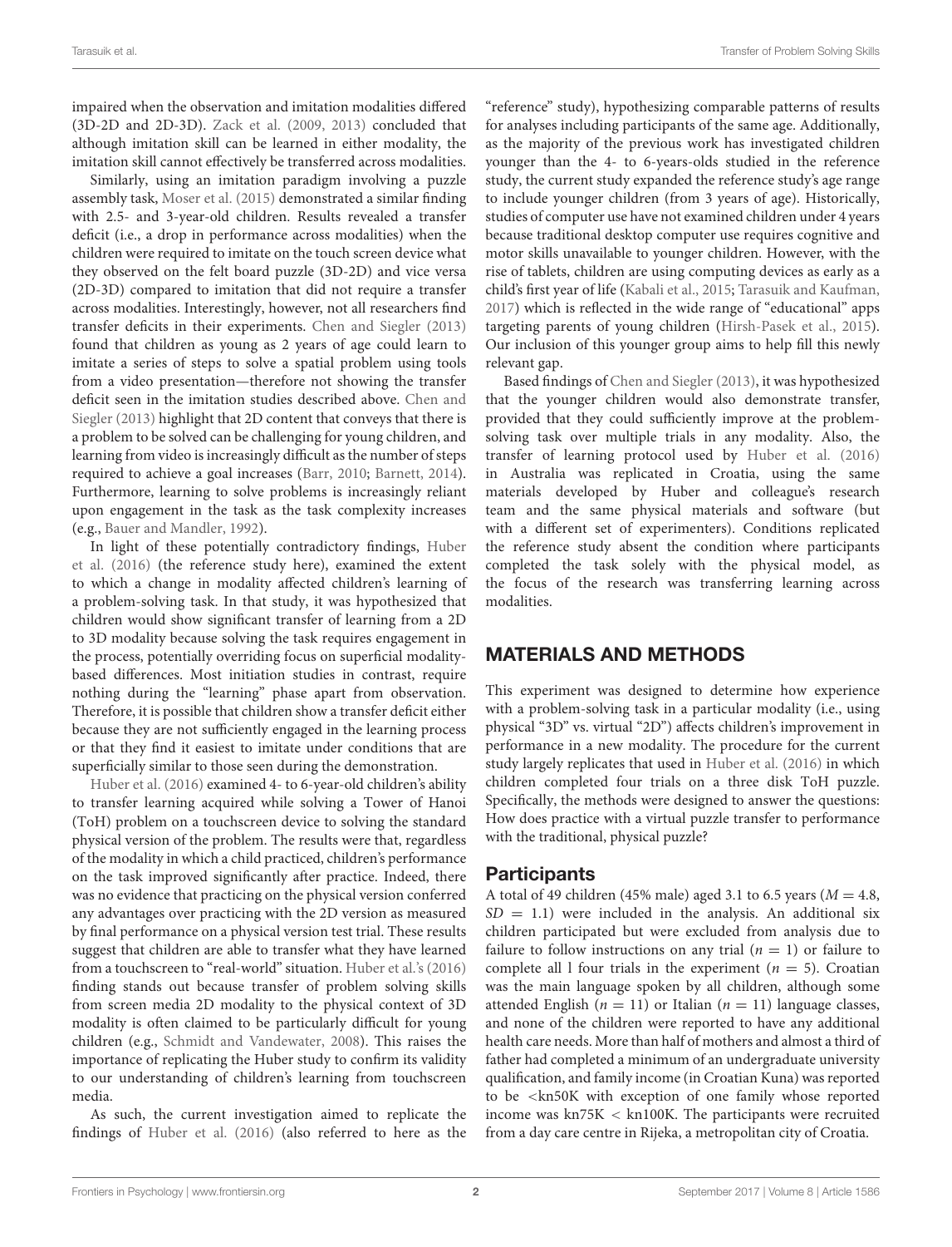impaired when the observation and imitation modalities differed (3D-2D and 2D-3D). Zack et al. (2009, 2013) concluded that although imitation skill can be learned in either modality, the imitation skill cannot effectively be transferred across modalities.

Similarly, using an imitation paradigm involving a puzzle assembly task, Moser et al. (2015) demonstrated a similar finding with 2.5- and 3-year-old children. Results revealed a transfer deficit (i.e., a drop in performance across modalities) when the children were required to imitate on the touch screen device what they observed on the felt board puzzle (3D-2D) and vice versa (2D-3D) compared to imitation that did not require a transfer across modalities. Interestingly, however, not all researchers find transfer deficits in their experiments. Chen and Siegler (2013) found that children as young as 2 years of age could learn to imitate a series of steps to solve a spatial problem using tools from a video presentation—therefore not showing the transfer deficit seen in the imitation studies described above. Chen and Siegler (2013) highlight that 2D content that conveys that there is a problem to be solved can be challenging for young children, and learning from video is increasingly difficult as the number of steps required to achieve a goal increases (Barr, 2010; Barnett, 2014). Furthermore, learning to solve problems is increasingly reliant upon engagement in the task as the task complexity increases (e.g., Bauer and Mandler, 1992).

In light of these potentially contradictory findings, Huber et al. (2016) (the reference study here), examined the extent to which a change in modality affected children's learning of a problem-solving task. In that study, it was hypothesized that children would show significant transfer of learning from a 2D to 3D modality because solving the task requires engagement in the process, potentially overriding focus on superficial modality-based differences. Most initiation studies in contrast, require nothing during the "learning" phase apart from observation. Therefore, it is possible that children show a transfer deficit either because they are not sufficiently engaged in the learning process or that they find it easiest to imitate under conditions that are superficially similar to those seen during the demonstration.

Huber et al. (2016) examined 4- to 6-year-old children's ability to transfer learning acquired while solving a Tower of Hanoi (ToH) problem on a touchscreen device to solving the standard physical version of the problem. The results were that, regardless of the modality in which a child practiced, children's performance on the task improved significantly after practice. Indeed, there was no evidence that practicing on the physical version conferred any advantages over practicing with the 2D version as measured by final performance on a physical version test trial. These results suggest that children are able to transfer what they have learned from a touchscreen to "real-world" situation. Huber et al.'s (2016) finding stands out because transfer of problem solving skills from screen media 2D modality to the physical context of 3D modality is often claimed to be particularly difficult for young children (e.g., Schmidt and Vandewater, 2008). This raises the importance of replicating the Huber study to confirm its validity to our understanding of children's learning from touchscreen media.

As such, the current investigation aimed to replicate the findings of Huber et al. (2016) (also referred to here as the "reference" study), hypothesizing comparable patterns of results for analyses including participants of the same age. Additionally, as the majority of the previous work has investigated children younger than the 4- to 6-years-olds studied in the reference study, the current study expanded the reference study's age range to include younger children (from 3 years of age). Historically, studies of computer use have not examined children under 4 years because traditional desktop computer use requires cognitive and motor skills unavailable to younger children. However, with the rise of tablets, children are using computing devices as early as a child's first year of life (Kabali et al., 2015; Tarasuik and Kaufman, 2017) which is reflected in the wide range of "educational" apps targeting parents of young children (Hirsh-Pasek et al., 2015). Our inclusion of this younger group aims to help fill this newly relevant gap.

Based findings of Chen and Siegler (2013), it was hypothesized that the younger children would also demonstrate transfer, provided that they could sufficiently improve at the problem-solving task over multiple trials in any modality. Also, the transfer of learning protocol used by Huber et al. (2016) in Australia was replicated in Croatia, using the same materials developed by Huber and colleague's research team and the same physical materials and software (but with a different set of experimenters). Conditions replicated the reference study absent the condition where participants completed the task solely with the physical model, as the focus of the research was transferring learning across modalities.

## MATERIALS AND METHODS

This experiment was designed to determine how experience with a problem-solving task in a particular modality (i.e., using physical "3D" vs. virtual "2D") affects children's improvement in performance in a new modality. The procedure for the current study largely replicates that used in Huber et al. (2016) in which children completed four trials on a three disk ToH puzzle. Specifically, the methods were designed to answer the questions: How does practice with a virtual puzzle transfer to performance with the traditional, physical puzzle?

### Participants

A total of 49 children (45% male) aged 3.1 to 6.5 years ($M = 4.8$, $SD = 1.1$) were included in the analysis. An additional six children participated but were excluded from analysis due to failure to follow instructions on any trial ($n = 1$) or failure to complete all l four trials in the experiment ($n = 5$). Croatian was the main language spoken by all children, although some attended English ($n = 11$) or Italian ($n = 11$) language classes, and none of the children were reported to have any additional health care needs. More than half of mothers and almost a third of father had completed a minimum of an undergraduate university qualification, and family income (in Croatian Kuna) was reported to be <kn50K with exception of one family whose reported income was kn75K < kn100K. The participants were recruited from a day care centre in Rijeka, a metropolitan city of Croatia.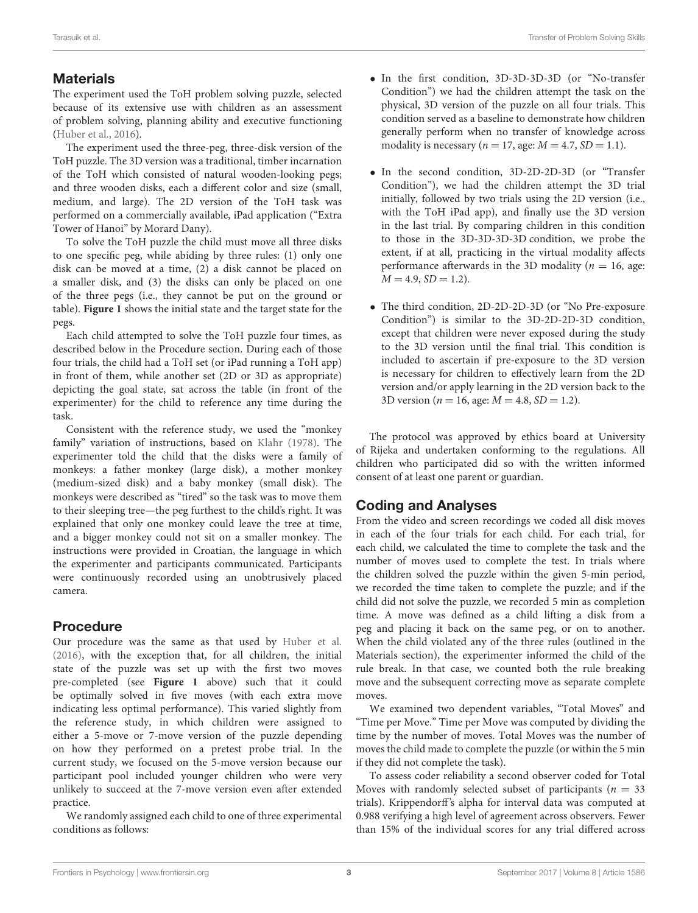## Materials

The experiment used the ToH problem solving puzzle, selected because of its extensive use with children as an assessment of problem solving, planning ability and executive functioning (Huber et al., 2016).

The experiment used the three-peg, three-disk version of the ToH puzzle. The 3D version was a traditional, timber incarnation of the ToH which consisted of natural wooden-looking pegs; and three wooden disks, each a different color and size (small, medium, and large). The 2D version of the ToH task was performed on a commercially available, iPad application ("Extra Tower of Hanoi" by Morard Dany).

To solve the ToH puzzle the child must move all three disks to one specific peg, while abiding by three rules: (1) only one disk can be moved at a time, (2) a disk cannot be placed on a smaller disk, and (3) the disks can only be placed on one of the three pegs (i.e., they cannot be put on the ground or table). **Figure 1** shows the initial state and the target state for the pegs.

Each child attempted to solve the ToH puzzle four times, as described below in the Procedure section. During each of those four trials, the child had a ToH set (or iPad running a ToH app) in front of them, while another set (2D or 3D as appropriate) depicting the goal state, sat across the table (in front of the experimenter) for the child to reference any time during the task.

Consistent with the reference study, we used the "monkey family" variation of instructions, based on Klahr (1978). The experimenter told the child that the disks were a family of monkeys: a father monkey (large disk), a mother monkey (medium-sized disk) and a baby monkey (small disk). The monkeys were described as "tired" so the task was to move them to their sleeping tree—the peg furthest to the child's right. It was explained that only one monkey could leave the tree at time, and a bigger monkey could not sit on a smaller monkey. The instructions were provided in Croatian, the language in which the experimenter and participants communicated. Participants were continuously recorded using an unobtrusively placed camera.

## Procedure

Our procedure was the same as that used by Huber et al. (2016), with the exception that, for all children, the initial state of the puzzle was set up with the first two moves pre-completed (see **Figure 1** above) such that it could be optimally solved in five moves (with each extra move indicating less optimal performance). This varied slightly from the reference study, in which children were assigned to either a 5-move or 7-move version of the puzzle depending on how they performed on a pretest probe trial. In the current study, we focused on the 5-move version because our participant pool included younger children who were very unlikely to succeed at the 7-move version even after extended practice.

We randomly assigned each child to one of three experimental conditions as follows:

- In the first condition, 3D-3D-3D-3D (or "No-transfer Condition") we had the children attempt the task on the physical, 3D version of the puzzle on all four trials. This condition served as a baseline to demonstrate how children generally perform when no transfer of knowledge across modality is necessary ($n = 17$, age: $M = 4.7$, $SD = 1.1$).
- In the second condition, 3D-2D-2D-3D (or "Transfer Condition"), we had the children attempt the 3D trial initially, followed by two trials using the 2D version (i.e., with the ToH iPad app), and finally use the 3D version in the last trial. By comparing children in this condition to those in the 3D-3D-3D-3D condition, we probe the extent, if at all, practicing in the virtual modality affects performance afterwards in the 3D modality ($n = 16$, age: $M = 4.9$, $SD = 1.2$).
- The third condition, 2D-2D-2D-3D (or "No Pre-exposure Condition") is similar to the 3D-2D-2D-3D condition, except that children were never exposed during the study to the 3D version until the final trial. This condition is included to ascertain if pre-exposure to the 3D version is necessary for children to effectively learn from the 2D version and/or apply learning in the 2D version back to the 3D version ($n = 16$, age: $M = 4.8$, $SD = 1.2$).

The protocol was approved by ethics board at University of Rijeka and undertaken conforming to the regulations. All children who participated did so with the written informed consent of at least one parent or guardian.

## Coding and Analyses

From the video and screen recordings we coded all disk moves in each of the four trials for each child. For each trial, for each child, we calculated the time to complete the task and the number of moves used to complete the test. In trials where the children solved the puzzle within the given 5-min period, we recorded the time taken to complete the puzzle; and if the child did not solve the puzzle, we recorded 5 min as completion time. A move was defined as a child lifting a disk from a peg and placing it back on the same peg, or on to another. When the child violated any of the three rules (outlined in the Materials section), the experimenter informed the child of the rule break. In that case, we counted both the rule breaking move and the subsequent correcting move as separate complete moves.

We examined two dependent variables, "Total Moves" and "Time per Move." Time per Move was computed by dividing the time by the number of moves. Total Moves was the number of moves the child made to complete the puzzle (or within the 5 min if they did not complete the task).

To assess coder reliability a second observer coded for Total Moves with randomly selected subset of participants ($n = 33$ trials). Krippendorff's alpha for interval data was computed at 0.988 verifying a high level of agreement across observers. Fewer than 15% of the individual scores for any trial differed across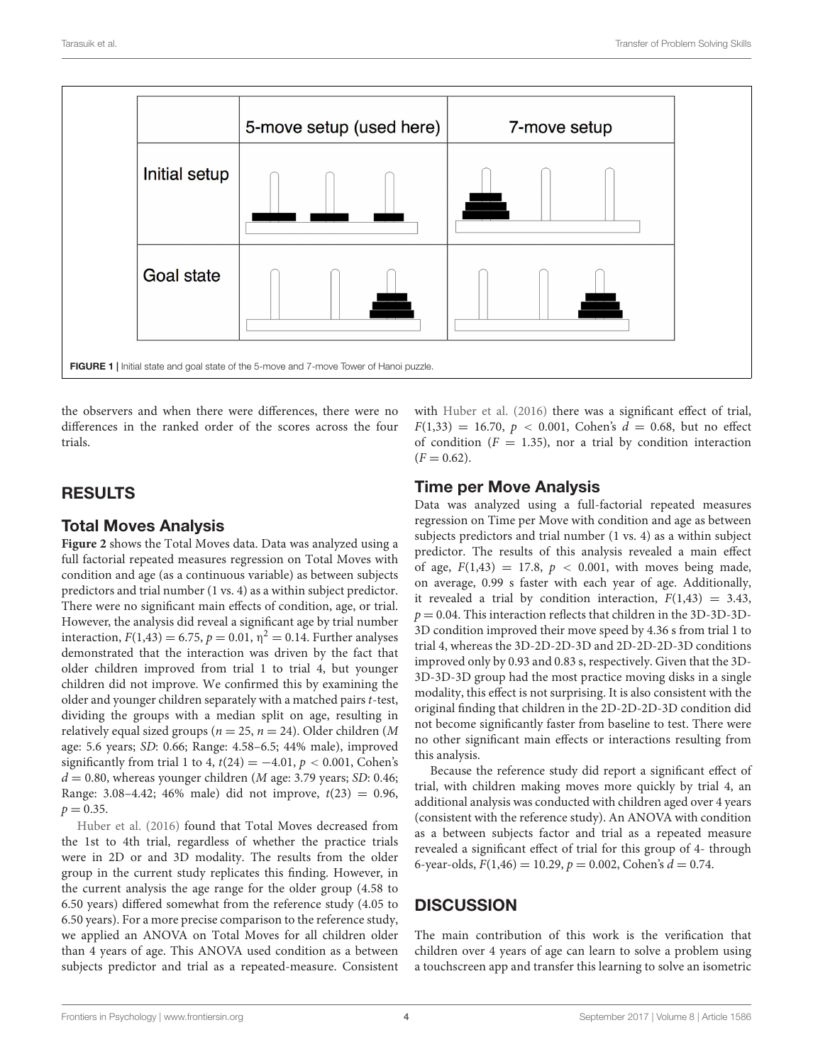| | 5-move setup (used here) | 7-move setup |
|---|---|---|
| Initial setup | | |
| Goal state | | |

**FIGURE 1 |** Initial state and goal state of the 5-move and 7-move Tower of Hanoi puzzle.

the observers and when there were differences, there were no differences in the ranked order of the scores across the four trials.

## RESULTS

### Total Moves Analysis

**Figure 2** shows the Total Moves data. Data was analyzed using a full factorial repeated measures regression on Total Moves with condition and age (as a continuous variable) as between subjects predictors and trial number (1 vs. 4) as a within subject predictor. There were no significant main effects of condition, age, or trial. However, the analysis did reveal a significant age by trial number interaction, $F(1,43) = 6.75$, $p = 0.01$, $\eta^2 = 0.14$. Further analyses demonstrated that the interaction was driven by the fact that older children improved from trial 1 to trial 4, but younger children did not improve. We confirmed this by examining the older and younger children separately with a matched pairs $t$-test, dividing the groups with a median split on age, resulting in relatively equal sized groups ($n = 25$, $n = 24$). Older children ($M$ age: 5.6 years; $SD$: 0.66; Range: 4.58–6.5; 44% male), improved significantly from trial 1 to 4, $t(24) = -4.01$, $p < 0.001$, Cohen's $d = 0.80$, whereas younger children ($M$ age: 3.79 years; $SD$: 0.46; Range: 3.08–4.42; 46% male) did not improve, $t(23) = 0.96$, $p = 0.35$.

Huber et al. (2016) found that Total Moves decreased from the 1st to 4th trial, regardless of whether the practice trials were in 2D or and 3D modality. The results from the older group in the current study replicates this finding. However, in the current analysis the age range for the older group (4.58 to 6.50 years) differed somewhat from the reference study (4.05 to 6.50 years). For a more precise comparison to the reference study, we applied an ANOVA on Total Moves for all children older than 4 years of age. This ANOVA used condition as a between subjects predictor and trial as a repeated-measure. Consistent with Huber et al. (2016) there was a significant effect of trial, $F(1,33) = 16.70$, $p < 0.001$, Cohen's $d = 0.68$, but no effect of condition ($F = 1.35$), nor a trial by condition interaction ($F = 0.62$).

### Time per Move Analysis

Data was analyzed using a full-factorial repeated measures regression on Time per Move with condition and age as between subjects predictors and trial number (1 vs. 4) as a within subject predictor. The results of this analysis revealed a main effect of age, $F(1,43) = 17.8$, $p < 0.001$, with moves being made, on average, 0.99 s faster with each year of age. Additionally, it revealed a trial by condition interaction, $F(1,43) = 3.43$, $p = 0.04$. This interaction reflects that children in the 3D-3D-3D-3D condition improved their move speed by 4.36 s from trial 1 to trial 4, whereas the 3D-2D-2D-3D and 2D-2D-2D-3D conditions improved only by 0.93 and 0.83 s, respectively. Given that the 3D-3D-3D-3D group had the most practice moving disks in a single modality, this effect is not surprising. It is also consistent with the original finding that children in the 2D-2D-2D-3D condition did not become significantly faster from baseline to test. There were no other significant main effects or interactions resulting from this analysis.

Because the reference study did report a significant effect of trial, with children making moves more quickly by trial 4, an additional analysis was conducted with children aged over 4 years (consistent with the reference study). An ANOVA with condition as a between subjects factor and trial as a repeated measure revealed a significant effect of trial for this group of 4- through 6-year-olds, $F(1,46) = 10.29$, $p = 0.002$, Cohen's $d = 0.74$.

## DISCUSSION

The main contribution of this work is the verification that children over 4 years of age can learn to solve a problem using a touchscreen app and transfer this learning to solve an isometric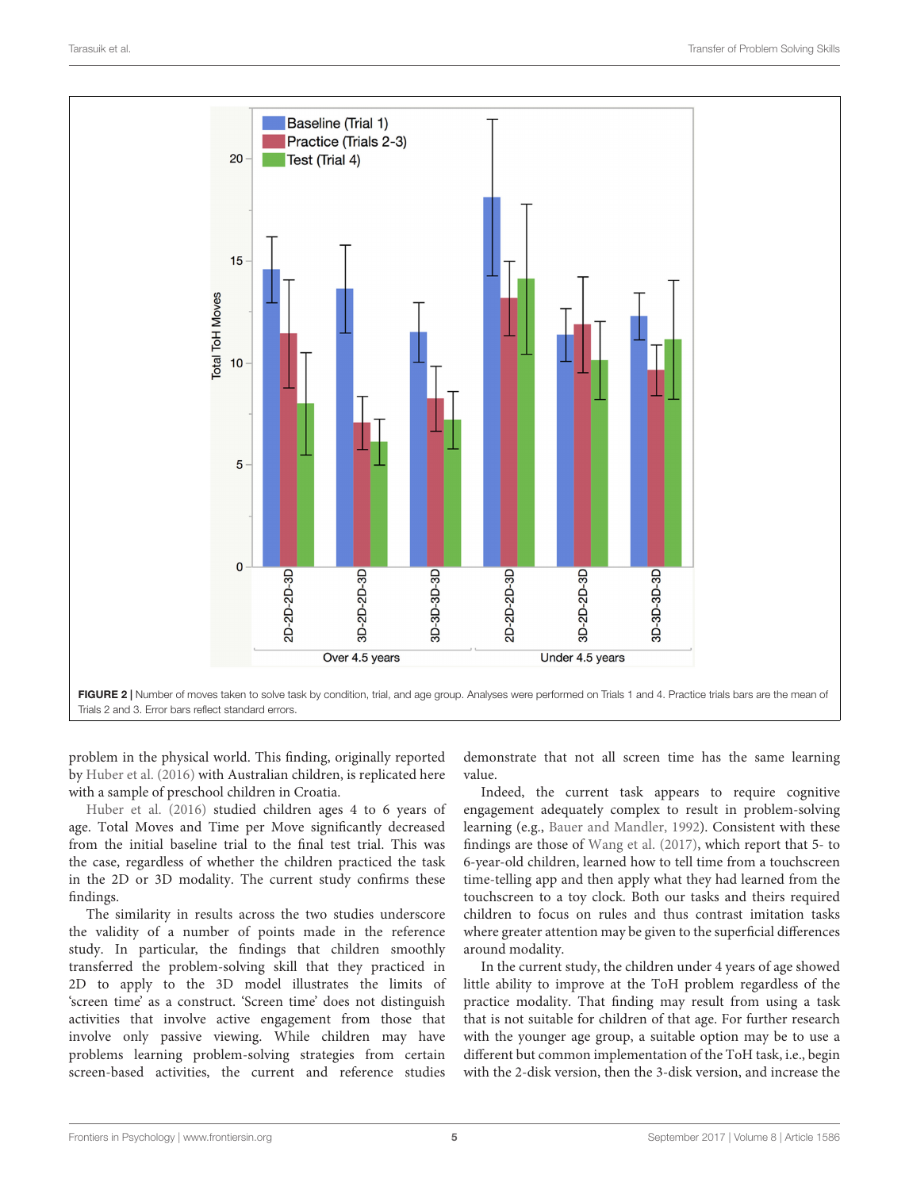FIGURE 2 | Number of moves taken to solve task by condition, trial, and age group. Analyses were performed on Trials 1 and 4. Practice trials bars are the mean of Trials 2 and 3. Error bars reflect standard errors.

problem in the physical world. This finding, originally reported by Huber et al. (2016) with Australian children, is replicated here with a sample of preschool children in Croatia.

Huber et al. (2016) studied children ages 4 to 6 years of age. Total Moves and Time per Move significantly decreased from the initial baseline trial to the final test trial. This was the case, regardless of whether the children practiced the task in the 2D or 3D modality. The current study confirms these findings.

The similarity in results across the two studies underscore the validity of a number of points made in the reference study. In particular, the findings that children smoothly transferred the problem-solving skill that they practiced in 2D to apply to the 3D model illustrates the limits of 'screen time' as a construct. 'Screen time' does not distinguish activities that involve active engagement from those that involve only passive viewing. While children may have problems learning problem-solving strategies from certain screen-based activities, the current and reference studies demonstrate that not all screen time has the same learning value.

Indeed, the current task appears to require cognitive engagement adequately complex to result in problem-solving learning (e.g., Bauer and Mandler, 1992). Consistent with these findings are those of Wang et al. (2017), which report that 5- to 6-year-old children, learned how to tell time from a touchscreen time-telling app and then apply what they had learned from the touchscreen to a toy clock. Both our tasks and theirs required children to focus on rules and thus contrast imitation tasks where greater attention may be given to the superficial differences around modality.

In the current study, the children under 4 years of age showed little ability to improve at the ToH problem regardless of the practice modality. That finding may result from using a task that is not suitable for children of that age. For further research with the younger age group, a suitable option may be to use a different but common implementation of the ToH task, i.e., begin with the 2-disk version, then the 3-disk version, and increase the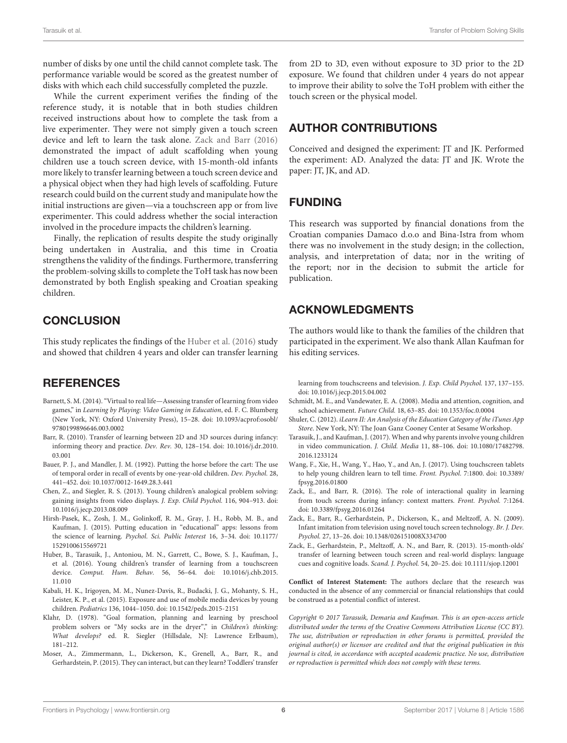number of disks by one until the child cannot complete task. The performance variable would be scored as the greatest number of disks with which each child successfully completed the puzzle.

While the current experiment verifies the finding of the reference study, it is notable that in both studies children received instructions about how to complete the task from a live experimenter. They were not simply given a touch screen device and left to learn the task alone. Zack and Barr (2016) demonstrated the impact of adult scaffolding when young children use a touch screen device, with 15-month-old infants more likely to transfer learning between a touch screen device and a physical object when they had high levels of scaffolding. Future research could build on the current study and manipulate how the initial instructions are given—via a touchscreen app or from live experimenter. This could address whether the social interaction involved in the procedure impacts the children's learning.

Finally, the replication of results despite the study originally being undertaken in Australia, and this time in Croatia strengthens the validity of the findings. Furthermore, transferring the problem-solving skills to complete the ToH task has now been demonstrated by both English speaking and Croatian speaking children.

## CONCLUSION

This study replicates the findings of the Huber et al. (2016) study and showed that children 4 years and older can transfer learning from 2D to 3D, even without exposure to 3D prior to the 2D exposure. We found that children under 4 years do not appear to improve their ability to solve the ToH problem with either the touch screen or the physical model.

## AUTHOR CONTRIBUTIONS

Conceived and designed the experiment: JT and JK. Performed the experiment: AD. Analyzed the data: JT and JK. Wrote the paper: JT, JK, and AD.

## FUNDING

This research was supported by financial donations from the Croatian companies Damaco d.o.o and Bina-Istra from whom there was no involvement in the study design; in the collection, analysis, and interpretation of data; nor in the writing of the report; nor in the decision to submit the article for publication.

## ACKNOWLEDGMENTS

The authors would like to thank the families of the children that participated in the experiment. We also thank Allan Kaufman for his editing services.

## REFERENCES

Barnett, S. M. (2014). "Virtual to real life—Assessing transfer of learning from video games," in *Learning by Playing: Video Gaming in Education*, ed. F. C. Blumberg (New York, NY: Oxford University Press), 15–28. doi: 10.1093/acprof:osobl/9780199896646.003.0002

Barr, R. (2010). Transfer of learning between 2D and 3D sources during infancy: informing theory and practice. *Dev. Rev.* 30, 128–154. doi: 10.1016/j.dr.2010.03.001

Bauer, P. J., and Mandler, J. M. (1992). Putting the horse before the cart: The use of temporal order in recall of events by one-year-old children. *Dev. Psychol.* 28, 441–452. doi: 10.1037/0012-1649.28.3.441

Chen, Z., and Siegler, R. S. (2013). Young children's analogical problem solving: gaining insights from video displays. *J. Exp. Child Psychol.* 116, 904–913. doi: 10.1016/j.jecp.2013.08.009

Hirsh-Pasek, K., Zosh, J. M., Golinkoff, R. M., Gray, J. H., Robb, M. B., and Kaufman, J. (2015). Putting education in "educational" apps: lessons from the science of learning. *Psychol. Sci. Public Interest* 16, 3–34. doi: 10.1177/1529100615569721

Huber, B., Tarasuik, J., Antoniou, M. N., Garrett, C., Bowe, S. J., Kaufman, J., et al. (2016). Young children's transfer of learning from a touchscreen device. *Comput. Hum. Behav.* 56, 56–64. doi: 10.1016/j.chb.2015.11.010

Kabali, H. K., Irigoyen, M. M., Nunez-Davis, R., Budacki, J. G., Mohanty, S. H., Leister, K. P., et al. (2015). Exposure and use of mobile media devices by young children. *Pediatrics* 136, 1044–1050. doi: 10.1542/peds.2015-2151

Klahr, D. (1978). "Goal formation, planning and learning by preschool problem solvers or "My socks are in the dryer"," in *Children's thinking: What develops?* ed. R. Siegler (Hillsdale, NJ: Lawrence Erlbaum), 181–212.

Moser, A., Zimmermann, L., Dickerson, K., Grenell, A., Barr, R., and Gerhardstein, P. (2015). They can interact, but can they learn? Toddlers' transfer learning from touchscreens and television. *J. Exp. Child Psychol.* 137, 137–155. doi: 10.1016/j.jecp.2015.04.002

Schmidt, M. E., and Vandewater, E. A. (2008). Media and attention, cognition, and school achievement. *Future Child.* 18, 63–85. doi: 10.1353/foc.0.0004

Shuler, C. (2012). *iLearn II: An Analysis of the Education Category of the iTunes App Store*. New York, NY: The Joan Ganz Cooney Center at Sesame Workshop.

Tarasuik, J., and Kaufman, J. (2017). When and why parents involve young children in video communication. *J. Child. Media* 11, 88–106. doi: 10.1080/17482798.2016.1233124

Wang, F., Xie, H., Wang, Y., Hao, Y., and An, J. (2017). Using touchscreen tablets to help young children learn to tell time. *Front. Psychol.* 7:1800. doi: 10.3389/fpsyg.2016.01800

Zack, E., and Barr, R. (2016). The role of interactional quality in learning from touch screens during infancy: context matters. *Front. Psychol.* 7:1264. doi: 10.3389/fpsyg.2016.01264

Zack, E., Barr, R., Gerhardstein, P., Dickerson, K., and Meltzoff, A. N. (2009). Infant imitation from television using novel touch screen technology. *Br. J. Dev. Psychol.* 27, 13–26. doi: 10.1348/026151008X334700

Zack, E., Gerhardstein, P., Meltzoff, A. N., and Barr, R. (2013). 15-month-olds' transfer of learning between touch screen and real-world displays: language cues and cognitive loads. *Scand. J. Psychol.* 54, 20–25. doi: 10.1111/sjop.12001

**Conflict of Interest Statement:** The authors declare that the research was conducted in the absence of any commercial or financial relationships that could be construed as a potential conflict of interest.

*Copyright © 2017 Tarasuik, Demaria and Kaufman. This is an open-access article distributed under the terms of the Creative Commons Attribution License (CC BY). The use, distribution or reproduction in other forums is permitted, provided the original author(s) or licensor are credited and that the original publication in this journal is cited, in accordance with accepted academic practice. No use, distribution or reproduction is permitted which does not comply with these terms.*